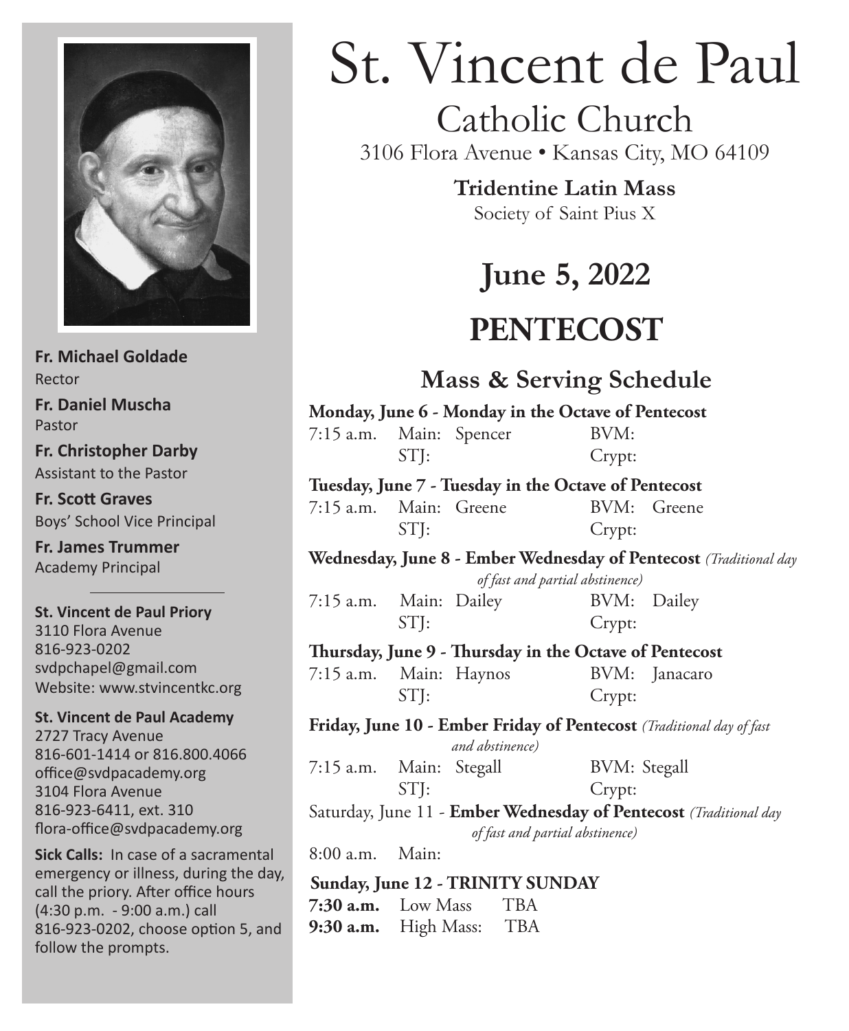# St. Vincent de Paul

## Catholic Church

3106 Flora Avenue • Kansas City, MO 64109

**Tridentine Latin Mass**

Society of Saint Pius X

## June 5, 2022

## PENTECOST

**Fr. Michael Goldade**
Rector

**Fr. Daniel Muscha**
Pastor

**Fr. Christopher Darby**
Assistant to the Pastor

**Fr. Scott Graves**
Boys' School Vice Principal

**Fr. James Trummer**
Academy Principal

---

**St. Vincent de Paul Priory**
3110 Flora Avenue
816-923-0202
svdpchapel@gmail.com
Website: www.stvincentkc.org

**St. Vincent de Paul Academy**
2727 Tracy Avenue
816-601-1414 or 816.800.4066
office@svdpacademy.org
3104 Flora Avenue
816-923-6411, ext. 310
flora-office@svdpacademy.org

**Sick Calls:** In case of a sacramental emergency or illness, during the day, call the priory. After office hours (4:30 p.m. - 9:00 a.m.) call 816-923-0202, choose option 5, and follow the prompts.

### Mass & Serving Schedule

**Monday, June 6 - Monday in the Octave of Pentecost**

7:15 a.m. Main: Spencer BVM:
STJ: Crypt:

**Tuesday, June 7 - Tuesday in the Octave of Pentecost**

7:15 a.m. Main: Greene BVM: Greene
STJ: Crypt:

**Wednesday, June 8 - Ember Wednesday of Pentecost** *(Traditional day of fast and partial abstinence)*

7:15 a.m. Main: Dailey BVM: Dailey
STJ: Crypt:

**Thursday, June 9 - Thursday in the Octave of Pentecost**

7:15 a.m. Main: Haynos BVM: Janacaro
STJ: Crypt:

**Friday, June 10 - Ember Friday of Pentecost** *(Traditional day of fast and abstinence)*

7:15 a.m. Main: Stegall BVM: Stegall
STJ: Crypt:

Saturday, June 11 - **Ember Wednesday of Pentecost** *(Traditional day of fast and partial abstinence)*

8:00 a.m. Main:

**Sunday, June 12 - TRINITY SUNDAY**

**7:30 a.m.** Low Mass TBA
**9:30 a.m.** High Mass: TBA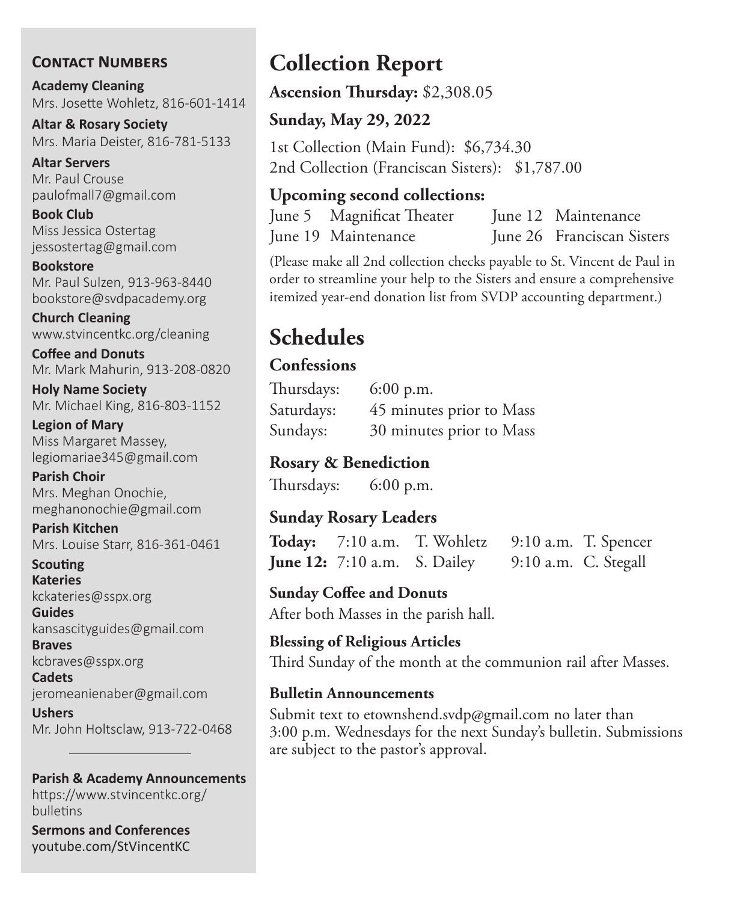## Contact Numbers

**Academy Cleaning**
Mrs. Josette Wohletz, 816-601-1414

**Altar & Rosary Society**
Mrs. Maria Deister, 816-781-5133

**Altar Servers**
Mr. Paul Crouse
paulofmall7@gmail.com

**Book Club**
Miss Jessica Ostertag
jessostertag@gmail.com

**Bookstore**
Mr. Paul Sulzen, 913-963-8440
bookstore@svdpacademy.org

**Church Cleaning**
www.stvincentkc.org/cleaning

**Coffee and Donuts**
Mr. Mark Mahurin, 913-208-0820

**Holy Name Society**
Mr. Michael King, 816-803-1152

**Legion of Mary**
Miss Margaret Massey,
legiomariae345@gmail.com

**Parish Choir**
Mrs. Meghan Onochie,
meghanonochie@gmail.com

**Parish Kitchen**
Mrs. Louise Starr, 816-361-0461

**Scouting**

**Kateries**
kckateries@sspx.org

**Guides**
kansascityguides@gmail.com

**Braves**
kcbraves@sspx.org

**Cadets**
jeromeanienaber@gmail.com

**Ushers**
Mr. John Holtsclaw, 913-722-0468

---

**Parish & Academy Announcements**
https://www.stvincentkc.org/bulletins

**Sermons and Conferences**
youtube.com/StVincentKC

# Collection Report

**Ascension Thursday:** $2,308.05

**Sunday, May 29, 2022**

1st Collection (Main Fund): $6,734.30
2nd Collection (Franciscan Sisters): $1,787.00

**Upcoming second collections:**

| | | | |
|---|---|---|---|
| June 5 | Magnificat Theater | June 12 | Maintenance |
| June 19 | Maintenance | June 26 | Franciscan Sisters |

(Please make all 2nd collection checks payable to St. Vincent de Paul in order to streamline your help to the Sisters and ensure a comprehensive itemized year-end donation list from SVDP accounting department.)

# Schedules

### Confessions

Thursdays: 6:00 p.m.
Saturdays: 45 minutes prior to Mass
Sundays: 30 minutes prior to Mass

### Rosary & Benediction

Thursdays: 6:00 p.m.

### Sunday Rosary Leaders

| | | | | |
|---|---|---|---|---|
| **Today:** | 7:10 a.m. | T. Wohletz | 9:10 a.m. | T. Spencer |
| **June 12:** | 7:10 a.m. | S. Dailey | 9:10 a.m. | C. Stegall |

**Sunday Coffee and Donuts**
After both Masses in the parish hall.

**Blessing of Religious Articles**
Third Sunday of the month at the communion rail after Masses.

**Bulletin Announcements**
Submit text to etownshend.svdp@gmail.com no later than 3:00 p.m. Wednesdays for the next Sunday's bulletin. Submissions are subject to the pastor's approval.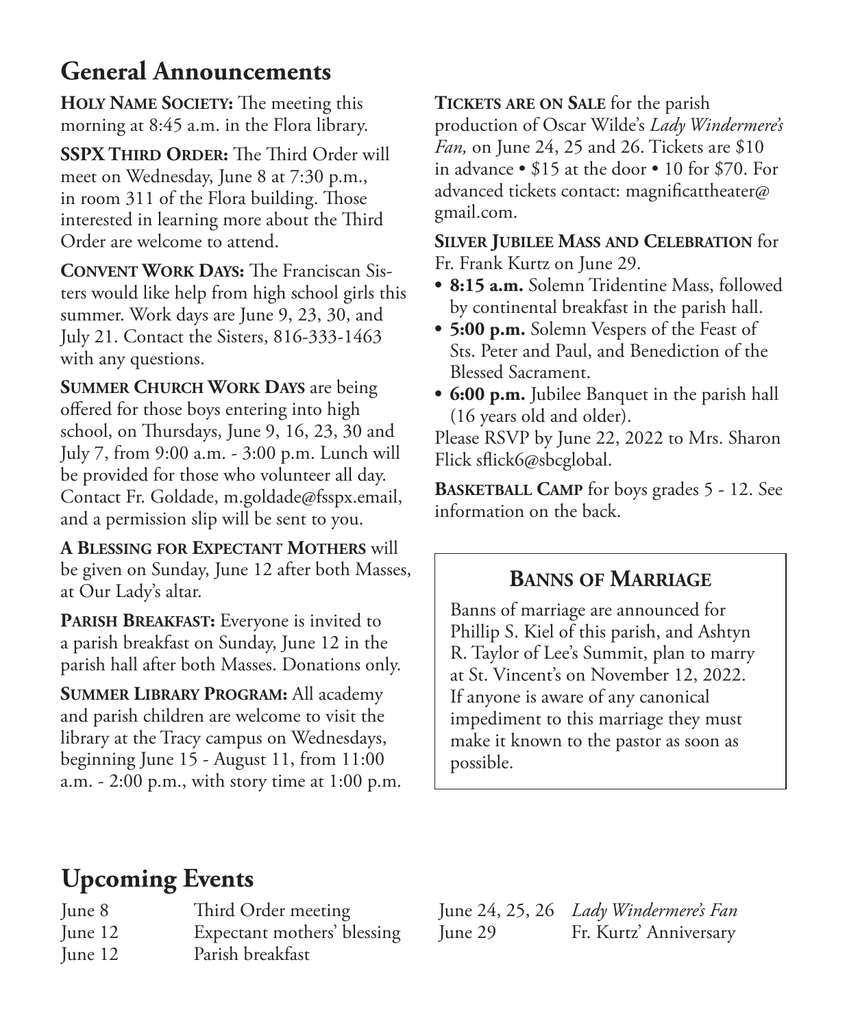## General Announcements

**Holy Name Society:** The meeting this morning at 8:45 a.m. in the Flora library.

**SSPX Third Order:** The Third Order will meet on Wednesday, June 8 at 7:30 p.m., in room 311 of the Flora building. Those interested in learning more about the Third Order are welcome to attend.

**Convent Work Days:** The Franciscan Sisters would like help from high school girls this summer. Work days are June 9, 23, 30, and July 21. Contact the Sisters, 816-333-1463 with any questions.

**Summer Church Work Days** are being offered for those boys entering into high school, on Thursdays, June 9, 16, 23, 30 and July 7, from 9:00 a.m. - 3:00 p.m. Lunch will be provided for those who volunteer all day. Contact Fr. Goldade, m.goldade@fsspx.email, and a permission slip will be sent to you.

**A Blessing for Expectant Mothers** will be given on Sunday, June 12 after both Masses, at Our Lady's altar.

**Parish Breakfast:** Everyone is invited to a parish breakfast on Sunday, June 12 in the parish hall after both Masses. Donations only.

**Summer Library Program:** All academy and parish children are welcome to visit the library at the Tracy campus on Wednesdays, beginning June 15 - August 11, from 11:00 a.m. - 2:00 p.m., with story time at 1:00 p.m.

**Tickets are on Sale** for the parish production of Oscar Wilde's *Lady Windermere's Fan,* on June 24, 25 and 26. Tickets are $10 in advance • $15 at the door • 10 for $70. For advanced tickets contact: magnificattheater@gmail.com.

**Silver Jubilee Mass and Celebration** for Fr. Frank Kurtz on June 29.

- **8:15 a.m.** Solemn Tridentine Mass, followed by continental breakfast in the parish hall.
- **5:00 p.m.** Solemn Vespers of the Feast of Sts. Peter and Paul, and Benediction of the Blessed Sacrament.
- **6:00 p.m.** Jubilee Banquet in the parish hall (16 years old and older).

Please RSVP by June 22, 2022 to Mrs. Sharon Flick sflick6@sbcglobal.

**Basketball Camp** for boys grades 5 - 12. See information on the back.

### Banns of Marriage

Banns of marriage are announced for Phillip S. Kiel of this parish, and Ashtyn R. Taylor of Lee's Summit, plan to marry at St. Vincent's on November 12, 2022. If anyone is aware of any canonical impediment to this marriage they must make it known to the pastor as soon as possible.

## Upcoming Events

| | |
|---|---|
| June 8 | Third Order meeting |
| June 12 | Expectant mothers' blessing |
| June 12 | Parish breakfast |
| June 24, 25, 26 | *Lady Windermere's Fan* |
| June 29 | Fr. Kurtz' Anniversary |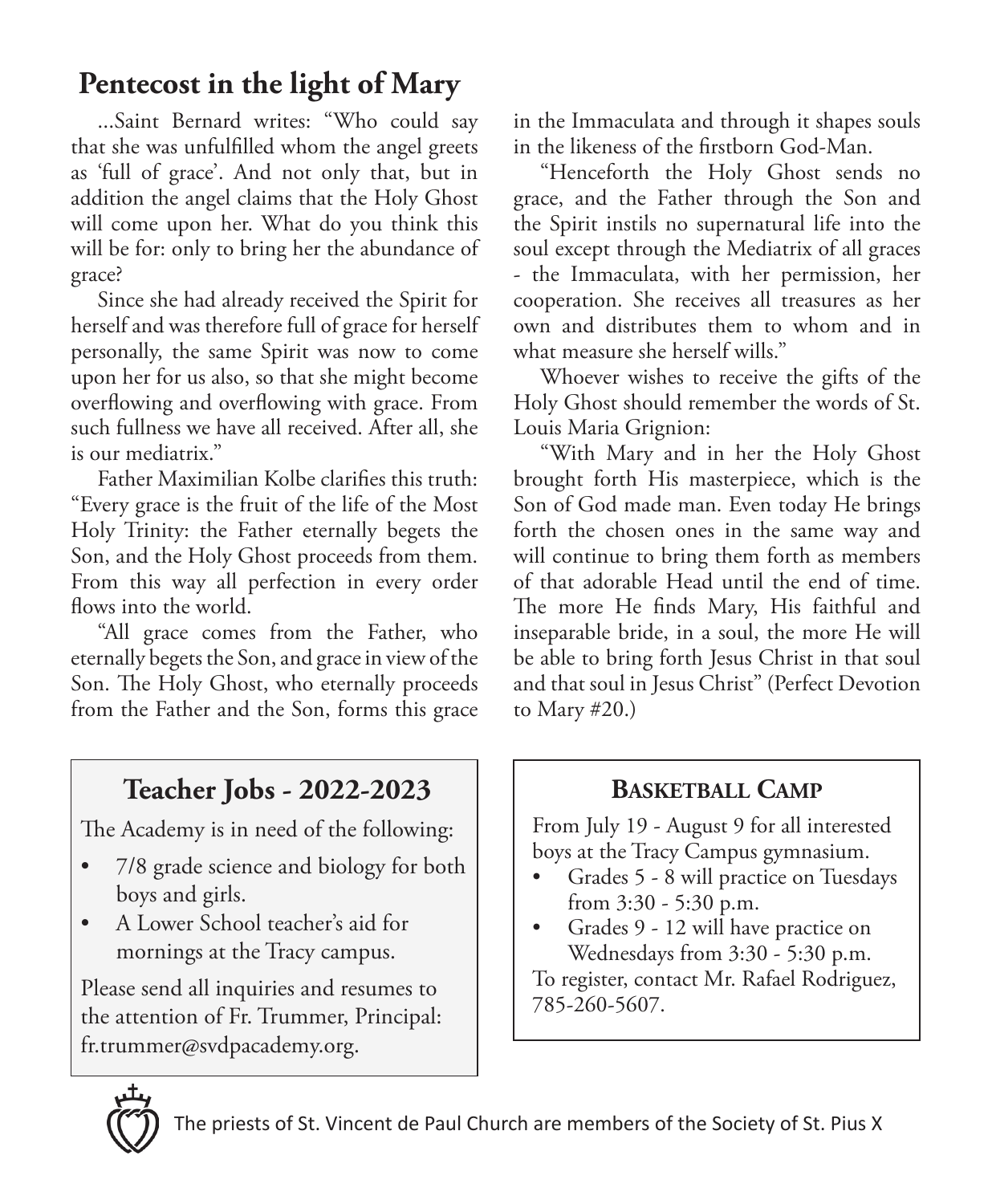## Pentecost in the light of Mary

...Saint Bernard writes: "Who could say that she was unfulfilled whom the angel greets as 'full of grace'. And not only that, but in addition the angel claims that the Holy Ghost will come upon her. What do you think this will be for: only to bring her the abundance of grace?

Since she had already received the Spirit for herself and was therefore full of grace for herself personally, the same Spirit was now to come upon her for us also, so that she might become overflowing and overflowing with grace. From such fullness we have all received. After all, she is our mediatrix."

Father Maximilian Kolbe clarifies this truth: "Every grace is the fruit of the life of the Most Holy Trinity: the Father eternally begets the Son, and the Holy Ghost proceeds from them. From this way all perfection in every order flows into the world.

"All grace comes from the Father, who eternally begets the Son, and grace in view of the Son. The Holy Ghost, who eternally proceeds from the Father and the Son, forms this grace in the Immaculata and through it shapes souls in the likeness of the firstborn God-Man.

"Henceforth the Holy Ghost sends no grace, and the Father through the Son and the Spirit instils no supernatural life into the soul except through the Mediatrix of all graces - the Immaculata, with her permission, her cooperation. She receives all treasures as her own and distributes them to whom and in what measure she herself wills."

Whoever wishes to receive the gifts of the Holy Ghost should remember the words of St. Louis Maria Grignion:

"With Mary and in her the Holy Ghost brought forth His masterpiece, which is the Son of God made man. Even today He brings forth the chosen ones in the same way and will continue to bring them forth as members of that adorable Head until the end of time. The more He finds Mary, His faithful and inseparable bride, in a soul, the more He will be able to bring forth Jesus Christ in that soul and that soul in Jesus Christ" (Perfect Devotion to Mary #20.)

### Teacher Jobs - 2022-2023

The Academy is in need of the following:

- 7/8 grade science and biology for both boys and girls.
- A Lower School teacher's aid for mornings at the Tracy campus.

Please send all inquiries and resumes to the attention of Fr. Trummer, Principal: fr.trummer@svdpacademy.org.

### Basketball Camp

From July 19 - August 9 for all interested boys at the Tracy Campus gymnasium.

- Grades 5 - 8 will practice on Tuesdays from 3:30 - 5:30 p.m.
- Grades 9 - 12 will have practice on Wednesdays from 3:30 - 5:30 p.m.

To register, contact Mr. Rafael Rodriguez, 785-260-5607.

The priests of St. Vincent de Paul Church are members of the Society of St. Pius X